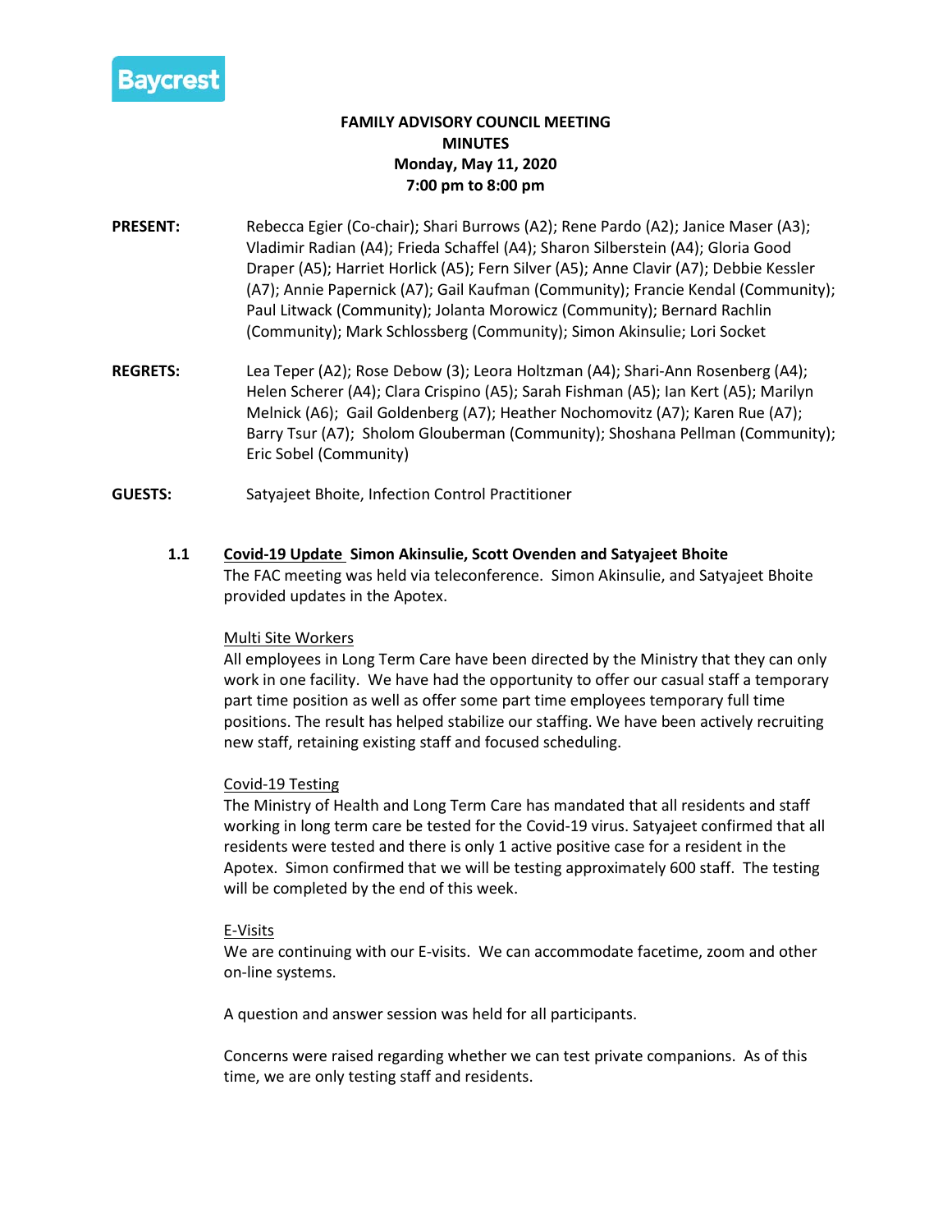Baycrest

**FAMILY ADVISORY COUNCIL MEETING**
**MINUTES**
**Monday, May 11, 2020**
**7:00 pm to 8:00 pm**

**PRESENT:** Rebecca Egier (Co-chair); Shari Burrows (A2); Rene Pardo (A2); Janice Maser (A3); Vladimir Radian (A4); Frieda Schaffel (A4); Sharon Silberstein (A4); Gloria Good Draper (A5); Harriet Horlick (A5); Fern Silver (A5); Anne Clavir (A7); Debbie Kessler (A7); Annie Papernick (A7); Gail Kaufman (Community); Francie Kendal (Community); Paul Litwack (Community); Jolanta Morowicz (Community); Bernard Rachlin (Community); Mark Schlossberg (Community); Simon Akinsulie; Lori Socket

**REGRETS:** Lea Teper (A2); Rose Debow (3); Leora Holtzman (A4); Shari-Ann Rosenberg (A4); Helen Scherer (A4); Clara Crispino (A5); Sarah Fishman (A5); Ian Kert (A5); Marilyn Melnick (A6); Gail Goldenberg (A7); Heather Nochomovitz (A7); Karen Rue (A7); Barry Tsur (A7); Sholom Glouberman (Community); Shoshana Pellman (Community); Eric Sobel (Community)

**GUESTS:** Satyajeet Bhoite, Infection Control Practitioner

**1.1 Covid-19 Update Simon Akinsulie, Scott Ovenden and Satyajeet Bhoite**

The FAC meeting was held via teleconference. Simon Akinsulie, and Satyajeet Bhoite provided updates in the Apotex.

Multi Site Workers

All employees in Long Term Care have been directed by the Ministry that they can only work in one facility. We have had the opportunity to offer our casual staff a temporary part time position as well as offer some part time employees temporary full time positions. The result has helped stabilize our staffing. We have been actively recruiting new staff, retaining existing staff and focused scheduling.

Covid-19 Testing

The Ministry of Health and Long Term Care has mandated that all residents and staff working in long term care be tested for the Covid-19 virus. Satyajeet confirmed that all residents were tested and there is only 1 active positive case for a resident in the Apotex. Simon confirmed that we will be testing approximately 600 staff. The testing will be completed by the end of this week.

E-Visits

We are continuing with our E-visits. We can accommodate facetime, zoom and other on-line systems.

A question and answer session was held for all participants.

Concerns were raised regarding whether we can test private companions. As of this time, we are only testing staff and residents.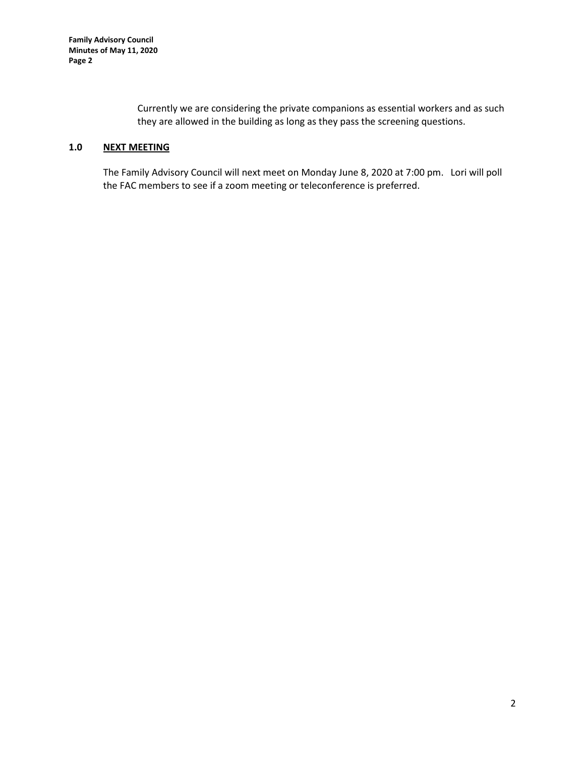Currently we are considering the private companions as essential workers and as such they are allowed in the building as long as they pass the screening questions.

## 1.0 **NEXT MEETING**

The Family Advisory Council will next meet on Monday June 8, 2020 at 7:00 pm. Lori will poll the FAC members to see if a zoom meeting or teleconference is preferred.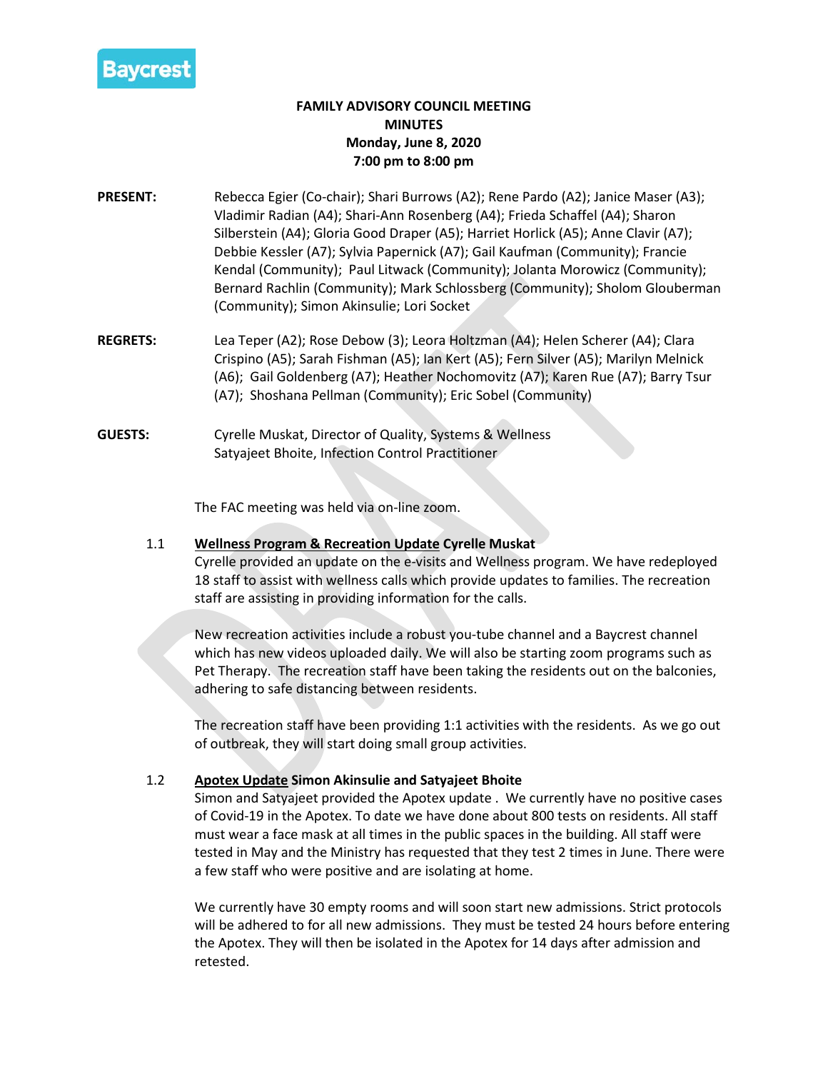Baycrest

**FAMILY ADVISORY COUNCIL MEETING**
**MINUTES**
**Monday, June 8, 2020**
**7:00 pm to 8:00 pm**

**PRESENT:** Rebecca Egier (Co-chair); Shari Burrows (A2); Rene Pardo (A2); Janice Maser (A3); Vladimir Radian (A4); Shari-Ann Rosenberg (A4); Frieda Schaffel (A4); Sharon Silberstein (A4); Gloria Good Draper (A5); Harriet Horlick (A5); Anne Clavir (A7); Debbie Kessler (A7); Sylvia Papernick (A7); Gail Kaufman (Community); Francie Kendal (Community); Paul Litwack (Community); Jolanta Morowicz (Community); Bernard Rachlin (Community); Mark Schlossberg (Community); Sholom Glouberman (Community); Simon Akinsulie; Lori Socket

**REGRETS:** Lea Teper (A2); Rose Debow (3); Leora Holtzman (A4); Helen Scherer (A4); Clara Crispino (A5); Sarah Fishman (A5); Ian Kert (A5); Fern Silver (A5); Marilyn Melnick (A6); Gail Goldenberg (A7); Heather Nochomovitz (A7); Karen Rue (A7); Barry Tsur (A7); Shoshana Pellman (Community); Eric Sobel (Community)

**GUESTS:** Cyrelle Muskat, Director of Quality, Systems & Wellness
Satyajeet Bhoite, Infection Control Practitioner

The FAC meeting was held via on-line zoom.

1.1 **Wellness Program & Recreation Update Cyrelle Muskat**

Cyrelle provided an update on the e-visits and Wellness program. We have redeployed 18 staff to assist with wellness calls which provide updates to families. The recreation staff are assisting in providing information for the calls.

New recreation activities include a robust you-tube channel and a Baycrest channel which has new videos uploaded daily. We will also be starting zoom programs such as Pet Therapy. The recreation staff have been taking the residents out on the balconies, adhering to safe distancing between residents.

The recreation staff have been providing 1:1 activities with the residents. As we go out of outbreak, they will start doing small group activities.

1.2 **Apotex Update Simon Akinsulie and Satyajeet Bhoite**

Simon and Satyajeet provided the Apotex update . We currently have no positive cases of Covid-19 in the Apotex. To date we have done about 800 tests on residents. All staff must wear a face mask at all times in the public spaces in the building. All staff were tested in May and the Ministry has requested that they test 2 times in June. There were a few staff who were positive and are isolating at home.

We currently have 30 empty rooms and will soon start new admissions. Strict protocols will be adhered to for all new admissions. They must be tested 24 hours before entering the Apotex. They will then be isolated in the Apotex for 14 days after admission and retested.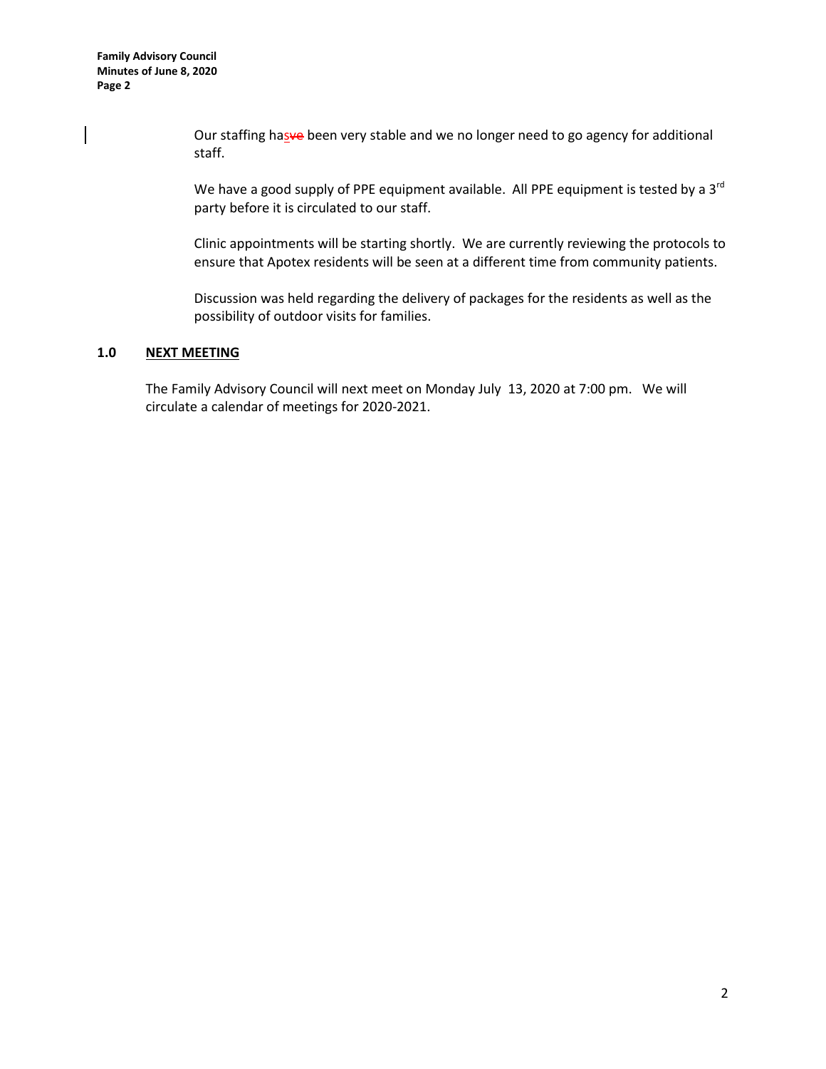Our staffing hasve been very stable and we no longer need to go agency for additional staff.

We have a good supply of PPE equipment available. All PPE equipment is tested by a 3rd party before it is circulated to our staff.

Clinic appointments will be starting shortly. We are currently reviewing the protocols to ensure that Apotex residents will be seen at a different time from community patients.

Discussion was held regarding the delivery of packages for the residents as well as the possibility of outdoor visits for families.

## 1.0 NEXT MEETING

The Family Advisory Council will next meet on Monday July 13, 2020 at 7:00 pm. We will circulate a calendar of meetings for 2020-2021.